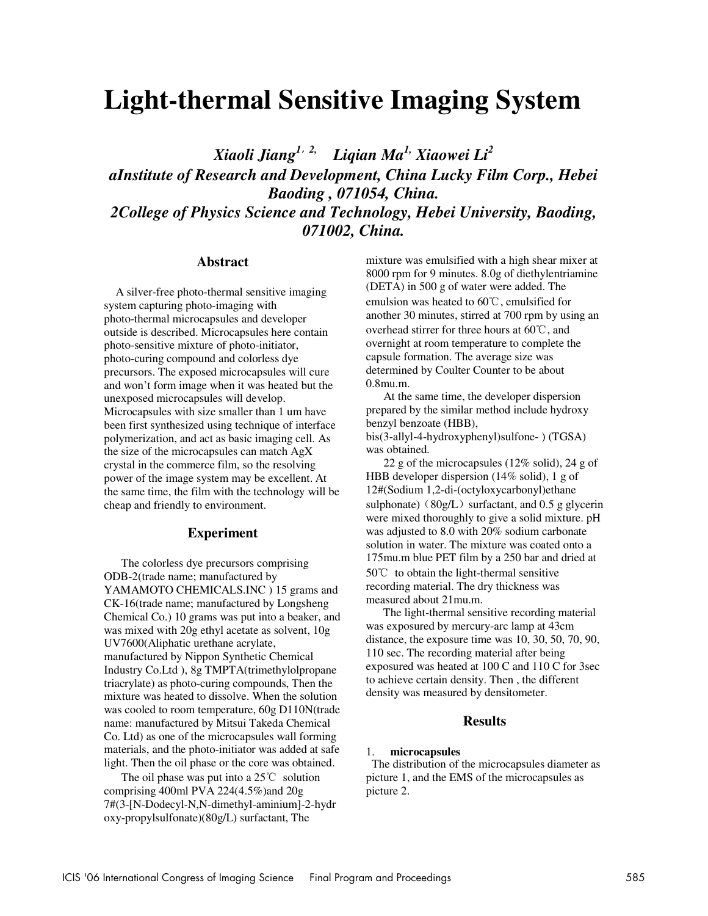# Light-thermal Sensitive Imaging System

*Xiaoli Jiang[1, 2,] Liqian Ma[1,] Xiaowei Li[2]*

*aInstitute of Research and Development, China Lucky Film Corp., Hebei Baoding , 071054, China.*

*2College of Physics Science and Technology, Hebei University, Baoding, 071002, China.*

## Abstract

A silver-free photo-thermal sensitive imaging system capturing photo-imaging with photo-thermal microcapsules and developer outside is described. Microcapsules here contain photo-sensitive mixture of photo-initiator, photo-curing compound and colorless dye precursors. The exposed microcapsules will cure and won't form image when it was heated but the unexposed microcapsules will develop. Microcapsules with size smaller than 1 um have been first synthesized using technique of interface polymerization, and act as basic imaging cell. As the size of the microcapsules can match AgX crystal in the commerce film, so the resolving power of the image system may be excellent. At the same time, the film with the technology will be cheap and friendly to environment.

## Experiment

The colorless dye precursors comprising ODB-2(trade name; manufactured by YAMAMOTO CHEMICALS.INC ) 15 grams and CK-16(trade name; manufactured by Longsheng Chemical Co.) 10 grams was put into a beaker, and was mixed with 20g ethyl acetate as solvent, 10g UV7600(Aliphatic urethane acrylate, manufactured by Nippon Synthetic Chemical Industry Co.Ltd ), 8g TMPTA(trimethylolpropane triacrylate) as photo-curing compounds, Then the mixture was heated to dissolve. When the solution was cooled to room temperature, 60g D110N(trade name: manufactured by Mitsui Takeda Chemical Co. Ltd) as one of the microcapsules wall forming materials, and the photo-initiator was added at safe light. Then the oil phase or the core was obtained.

The oil phase was put into a 25℃ solution comprising 400ml PVA 224(4.5%)and 20g 7#(3-[N-Dodecyl-N,N-dimethyl-aminium]-2-hydroxy-propylsulfonate)(80g/L) surfactant, The mixture was emulsified with a high shear mixer at 8000 rpm for 9 minutes. 8.0g of diethylentriamine (DETA) in 500 g of water were added. The emulsion was heated to 60℃, emulsified for another 30 minutes, stirred at 700 rpm by using an overhead stirrer for three hours at 60℃, and overnight at room temperature to complete the capsule formation. The average size was determined by Coulter Counter to be about 0.8mu.m.

At the same time, the developer dispersion prepared by the similar method include hydroxy benzyl benzoate (HBB), bis(3-allyl-4-hydroxyphenyl)sulfone- ) (TGSA) was obtained.

22 g of the microcapsules (12% solid), 24 g of HBB developer dispersion (14% solid), 1 g of 12#(Sodium 1,2-di-(octyloxycarbonyl)ethane sulphonate)（80g/L）surfactant, and 0.5 g glycerin were mixed thoroughly to give a solid mixture. pH was adjusted to 8.0 with 20% sodium carbonate solution in water. The mixture was coated onto a 175mu.m blue PET film by a 250 bar and dried at 50℃ to obtain the light-thermal sensitive recording material. The dry thickness was measured about 21mu.m.

The light-thermal sensitive recording material was exposured by mercury-arc lamp at 43cm distance, the exposure time was 10, 30, 50, 70, 90, 110 sec. The recording material after being exposured was heated at 100 C and 110 C for 3sec to achieve certain density. Then , the different density was measured by densitometer.

## Results

### 1. microcapsules

The distribution of the microcapsules diameter as picture 1, and the EMS of the microcapsules as picture 2.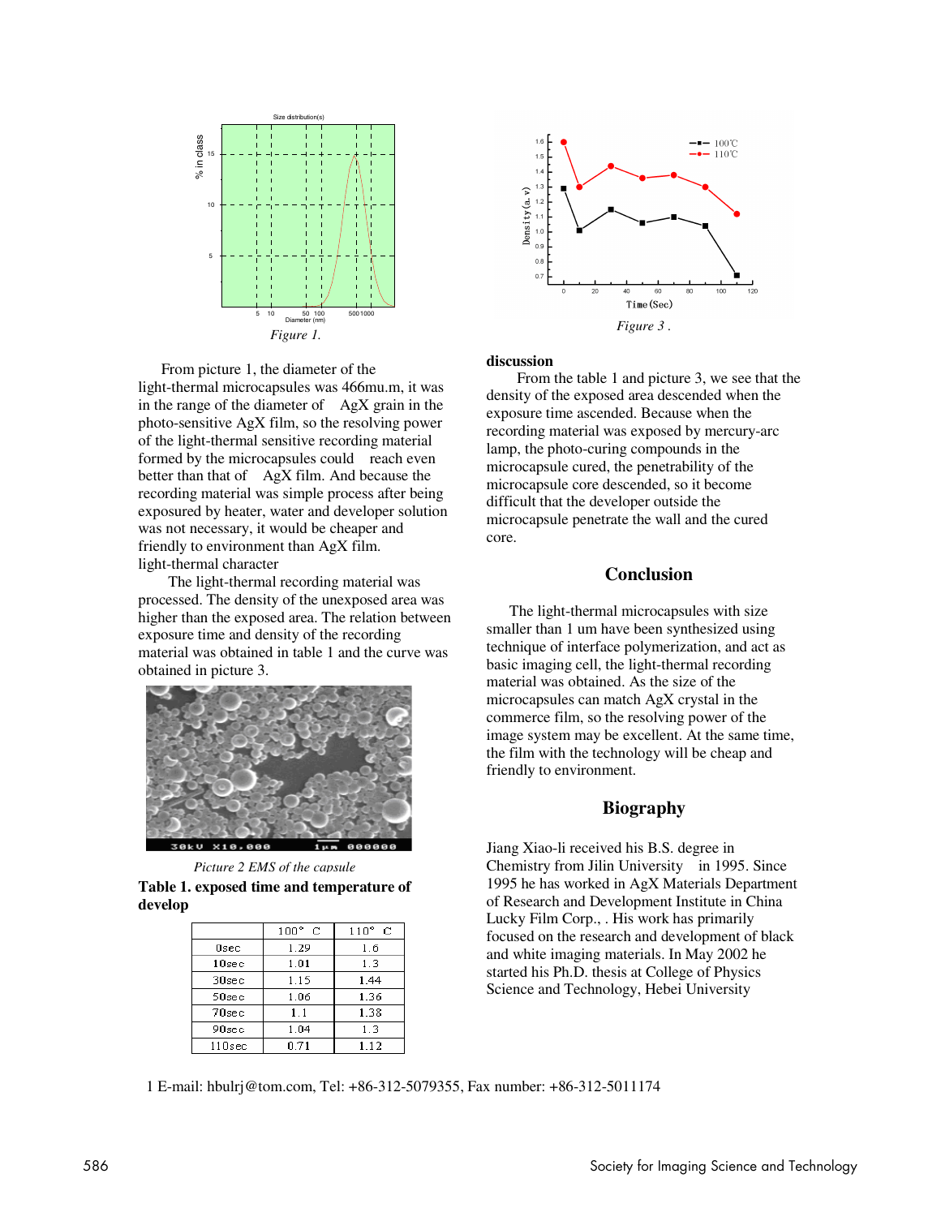Size distribution(s)

% in class

15

10

5

5 10 50 100 500 1000

Diameter (nm)

*Figure 1.*

From picture 1, the diameter of the light-thermal microcapsules was 466mu.m, it was in the range of the diameter of AgX grain in the photo-sensitive AgX film, so the resolving power of the light-thermal sensitive recording material formed by the microcapsules could reach even better than that of AgX film. And because the recording material was simple process after being exposured by heater, water and developer solution was not necessary, it would be cheaper and friendly to environment than AgX film.

light-thermal character

The light-thermal recording material was processed. The density of the unexposed area was higher than the exposed area. The relation between exposure time and density of the recording material was obtained in table 1 and the curve was obtained in picture 3.

30kV X10,000 1μm 000000

*Picture 2 EMS of the capsule*

**Table 1. exposed time and temperature of develop**

| | 100° C | 110° C |
|---|---|---|
| 0sec | 1.29 | 1.6 |
| 10sec | 1.01 | 1.3 |
| 30sec | 1.15 | 1.44 |
| 50sec | 1.06 | 1.36 |
| 70sec | 1.1 | 1.38 |
| 90sec | 1.04 | 1.3 |
| 110sec | 0.71 | 1.12 |

Density(a.u)

1.6
1.5
1.4
1.3
1.2
1.1
1.0
0.9
0.8
0.7

0 20 40 60 80 100 120

Time(Sec)

100℃

110℃

*Figure 3 .*

**discussion**

From the table 1 and picture 3, we see that the density of the exposed area descended when the exposure time ascended. Because when the recording material was exposed by mercury-arc lamp, the photo-curing compounds in the microcapsule cured, the penetrability of the microcapsule core descended, so it become difficult that the developer outside the microcapsule penetrate the wall and the cured core.

## Conclusion

The light-thermal microcapsules with size smaller than 1 um have been synthesized using technique of interface polymerization, and act as basic imaging cell, the light-thermal recording material was obtained. As the size of the microcapsules can match AgX crystal in the commerce film, so the resolving power of the image system may be excellent. At the same time, the film with the technology will be cheap and friendly to environment.

## Biography

Jiang Xiao-li received his B.S. degree in Chemistry from Jilin University in 1995. Since 1995 he has worked in AgX Materials Department of Research and Development Institute in China Lucky Film Corp., . His work has primarily focused on the research and development of black and white imaging materials. In May 2002 he started his Ph.D. thesis at College of Physics Science and Technology, Hebei University

1 E-mail: hbulrj@tom.com, Tel: +86-312-5079355, Fax number: +86-312-5011174